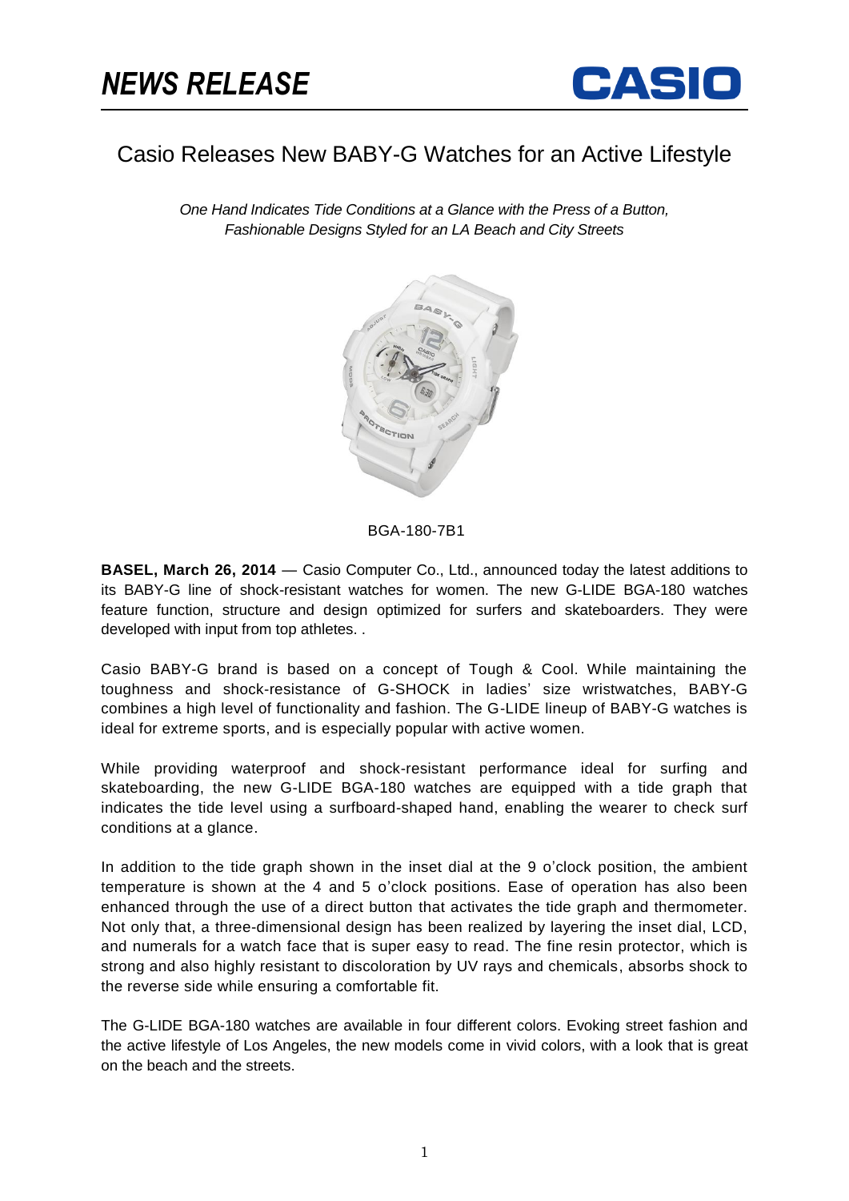# NEWS RELEASE

CASIO

## Casio Releases New BABY-G Watches for an Active Lifestyle

*One Hand Indicates Tide Conditions at a Glance with the Press of a Button, Fashionable Designs Styled for an LA Beach and City Streets*

BGA-180-7B1

**BASEL, March 26, 2014** — Casio Computer Co., Ltd., announced today the latest additions to its BABY-G line of shock-resistant watches for women. The new G-LIDE BGA-180 watches feature function, structure and design optimized for surfers and skateboarders. They were developed with input from top athletes. .

Casio BABY-G brand is based on a concept of Tough & Cool. While maintaining the toughness and shock-resistance of G-SHOCK in ladies' size wristwatches, BABY-G combines a high level of functionality and fashion. The G-LIDE lineup of BABY-G watches is ideal for extreme sports, and is especially popular with active women.

While providing waterproof and shock-resistant performance ideal for surfing and skateboarding, the new G-LIDE BGA-180 watches are equipped with a tide graph that indicates the tide level using a surfboard-shaped hand, enabling the wearer to check surf conditions at a glance.

In addition to the tide graph shown in the inset dial at the 9 o'clock position, the ambient temperature is shown at the 4 and 5 o'clock positions. Ease of operation has also been enhanced through the use of a direct button that activates the tide graph and thermometer. Not only that, a three-dimensional design has been realized by layering the inset dial, LCD, and numerals for a watch face that is super easy to read. The fine resin protector, which is strong and also highly resistant to discoloration by UV rays and chemicals, absorbs shock to the reverse side while ensuring a comfortable fit.

The G-LIDE BGA-180 watches are available in four different colors. Evoking street fashion and the active lifestyle of Los Angeles, the new models come in vivid colors, with a look that is great on the beach and the streets.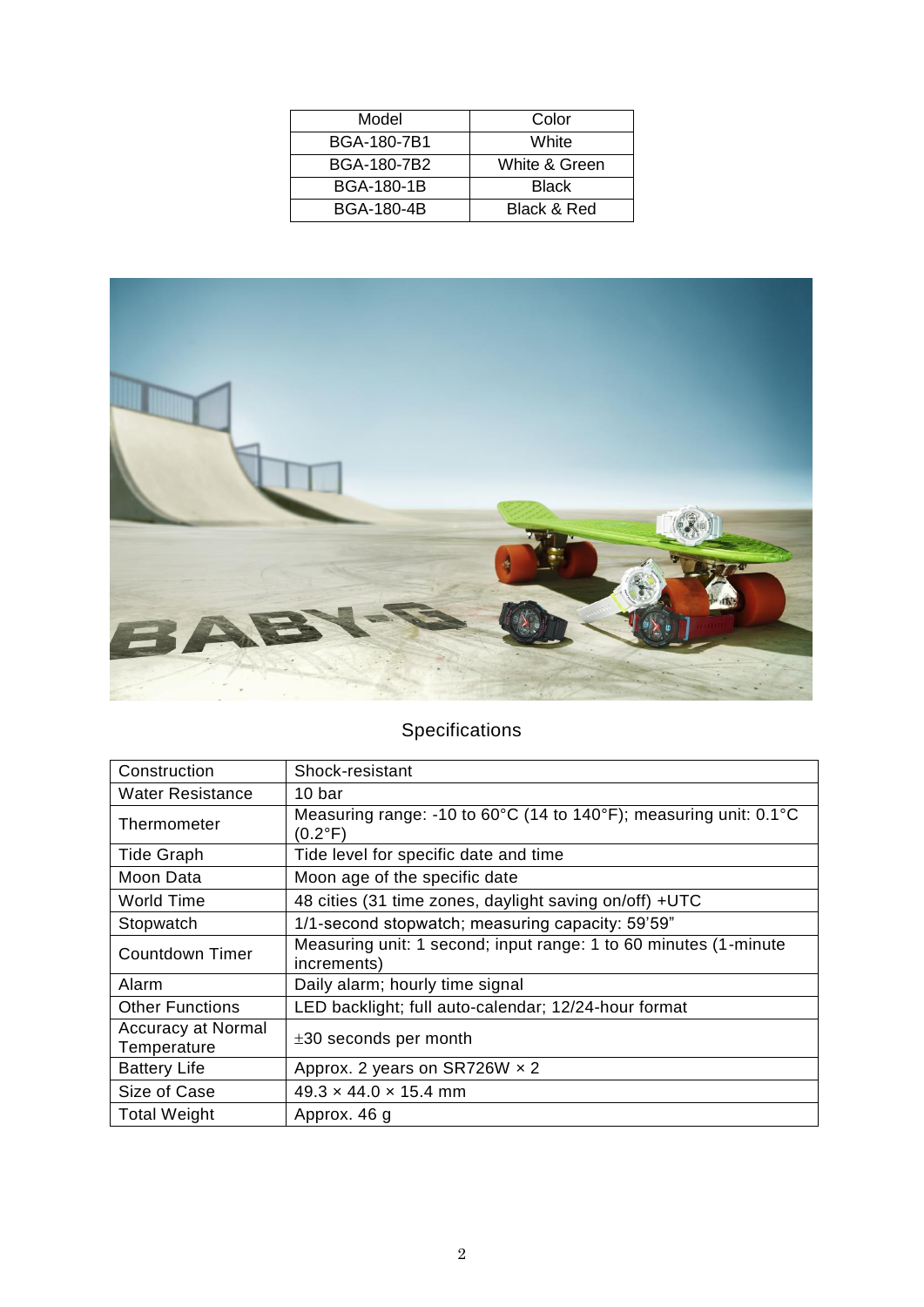| Model | Color |
|---|---|
| BGA-180-7B1 | White |
| BGA-180-7B2 | White & Green |
| BGA-180-1B | Black |
| BGA-180-4B | Black & Red |

## Specifications

| | |
|---|---|
| Construction | Shock-resistant |
| Water Resistance | 10 bar |
| Thermometer | Measuring range: -10 to 60°C (14 to 140°F); measuring unit: 0.1°C (0.2°F) |
| Tide Graph | Tide level for specific date and time |
| Moon Data | Moon age of the specific date |
| World Time | 48 cities (31 time zones, daylight saving on/off) +UTC |
| Stopwatch | 1/1-second stopwatch; measuring capacity: 59'59" |
| Countdown Timer | Measuring unit: 1 second; input range: 1 to 60 minutes (1-minute increments) |
| Alarm | Daily alarm; hourly time signal |
| Other Functions | LED backlight; full auto-calendar; 12/24-hour format |
| Accuracy at Normal Temperature | ±30 seconds per month |
| Battery Life | Approx. 2 years on SR726W × 2 |
| Size of Case | 49.3 × 44.0 × 15.4 mm |
| Total Weight | Approx. 46 g |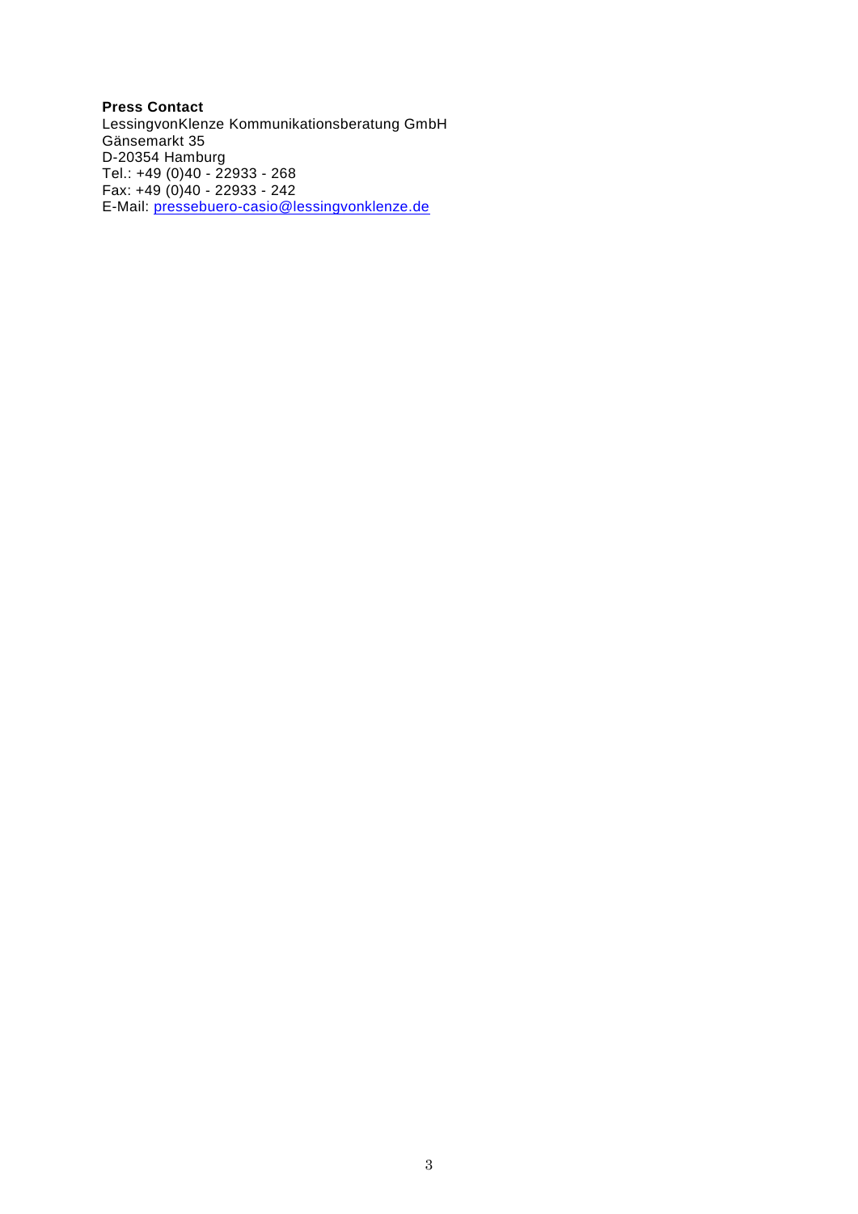**Press Contact**
LessingvonKlenze Kommunikationsberatung GmbH
Gänsemarkt 35
D-20354 Hamburg
Tel.: +49 (0)40 - 22933 - 268
Fax: +49 (0)40 - 22933 - 242
E-Mail: pressebuero-casio@lessingvonklenze.de